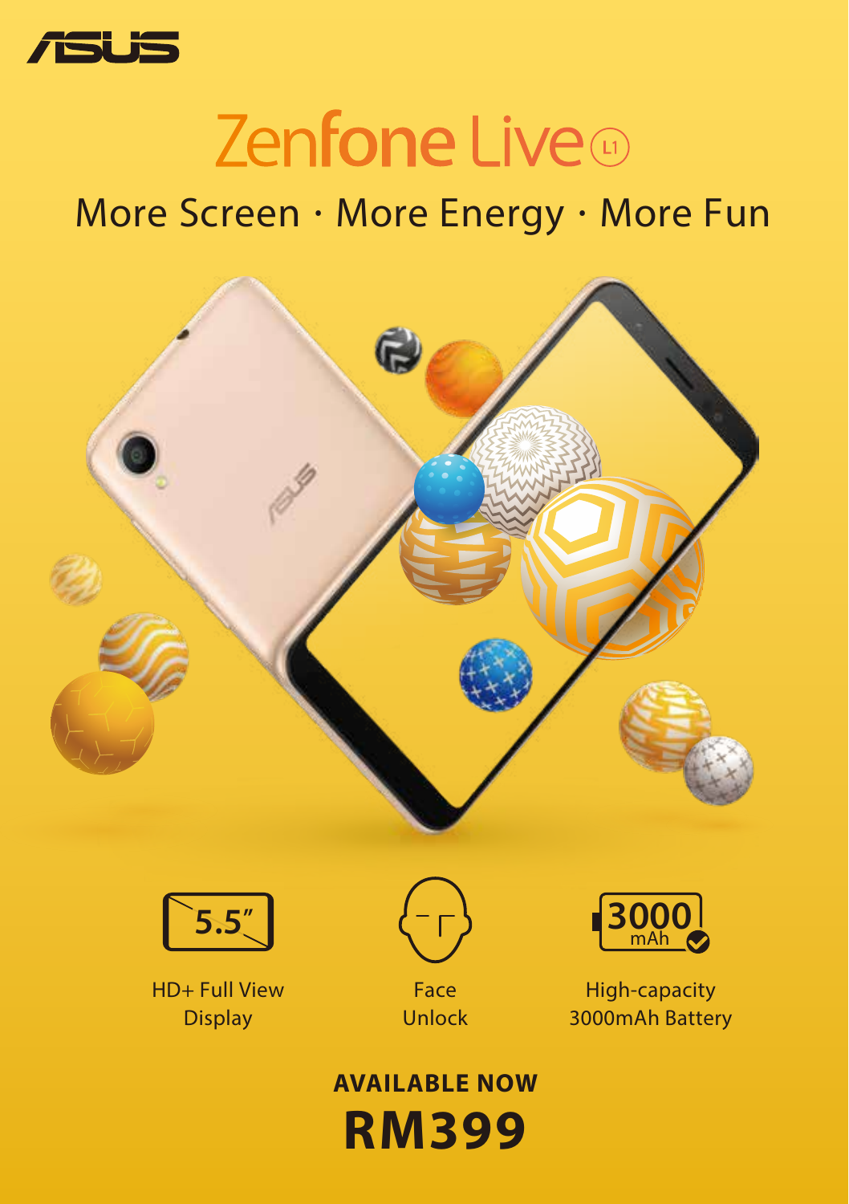ASUS

# Zenfone Live (L1)

## More Screen · More Energy · More Fun

5.5"

HD+ Full View Display

Face Unlock

3000 mAh

High-capacity 3000mAh Battery

**AVAILABLE NOW**

# RM399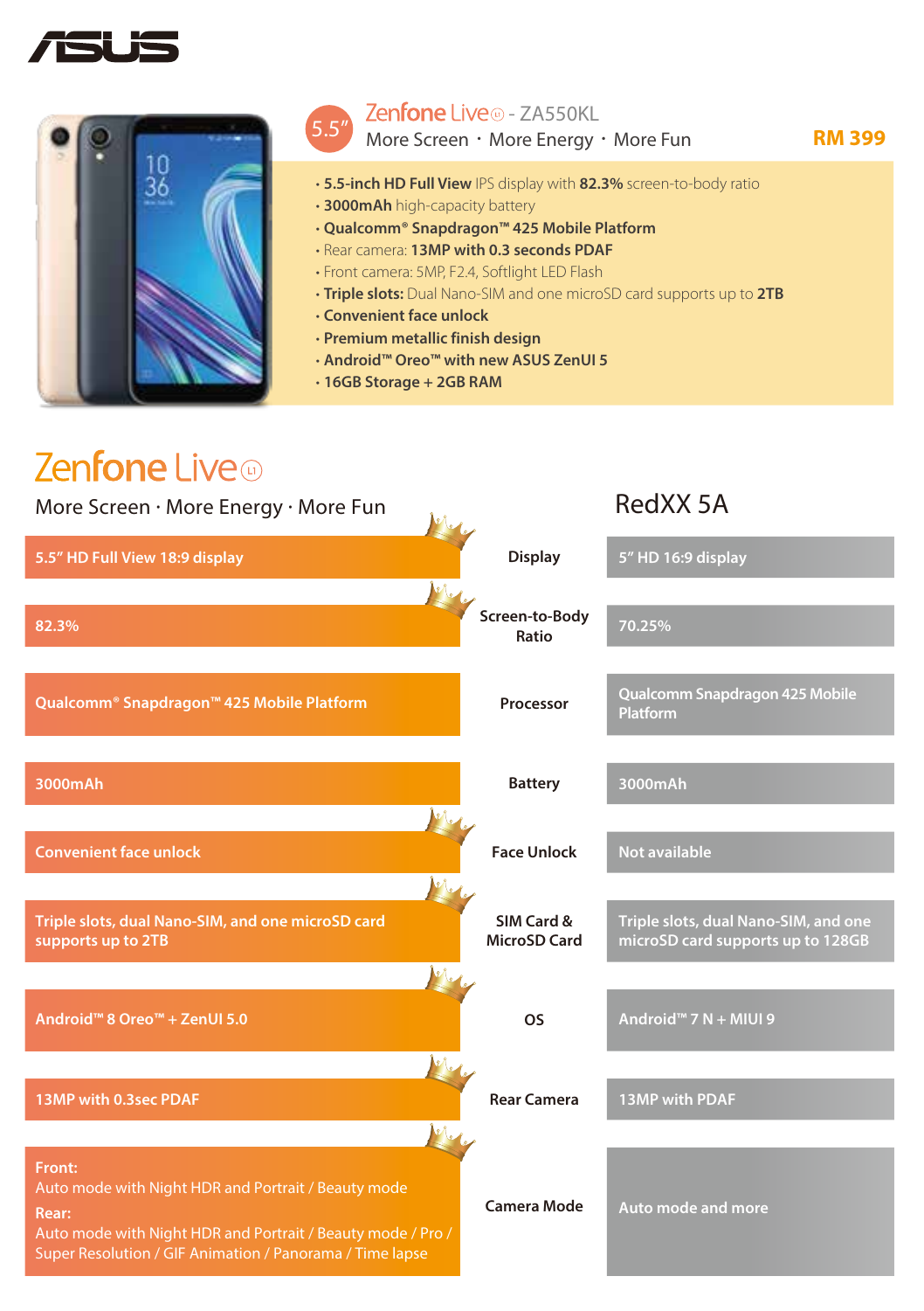# ASUS

## Zenfone Live (L1) - ZA550KL

5.5"

More Screen · More Energy · More Fun

**RM 399**

- **5.5-inch HD Full View** IPS display with **82.3%** screen-to-body ratio
- **3000mAh** high-capacity battery
- **Qualcomm® Snapdragon™ 425 Mobile Platform**
- Rear camera: **13MP with 0.3 seconds PDAF**
- Front camera: 5MP, F2.4, Softlight LED Flash
- **Triple slots:** Dual Nano-SIM and one microSD card supports up to **2TB**
- **Convenient face unlock**
- **Premium metallic finish design**
- **Android™ Oreo™ with new ASUS ZenUI 5**
- **16GB Storage + 2GB RAM**

## Zenfone Live (L1)

More Screen · More Energy · More Fun

| Zenfone Live (L1) | | RedXX 5A |
|---|---|---|
| 5.5" HD Full View 18:9 display | Display | 5" HD 16:9 display |
| 82.3% | Screen-to-Body Ratio | 70.25% |
| Qualcomm® Snapdragon™ 425 Mobile Platform | Processor | Qualcomm Snapdragon 425 Mobile Platform |
| 3000mAh | Battery | 3000mAh |
| Convenient face unlock | Face Unlock | Not available |
| Triple slots, dual Nano-SIM, and one microSD card supports up to 2TB | SIM Card & MicroSD Card | Triple slots, dual Nano-SIM, and one microSD card supports up to 128GB |
| Android™ 8 Oreo™ + ZenUI 5.0 | OS | Android™ 7 N + MIUI 9 |
| 13MP with 0.3sec PDAF | Rear Camera | 13MP with PDAF |
| Front: Auto mode with Night HDR and Portrait / Beauty mode; Rear: Auto mode with Night HDR and Portrait / Beauty mode / Pro / Super Resolution / GIF Animation / Panorama / Time lapse | Camera Mode | Auto mode and more |